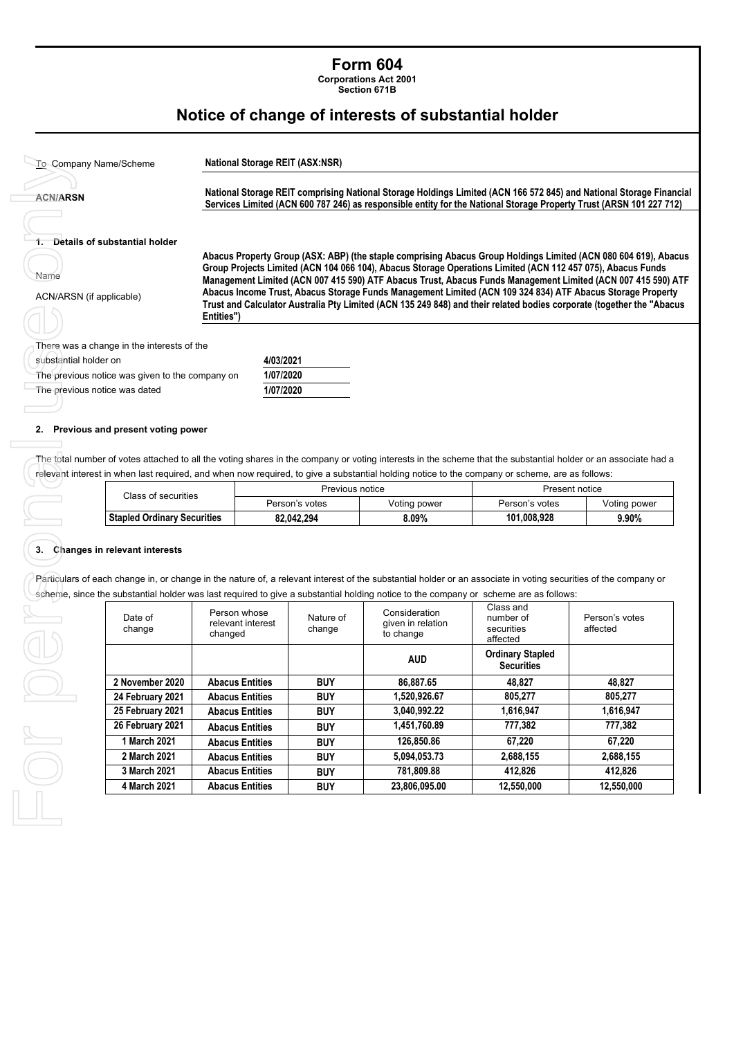# Form 604

**Corporations Act 2001**
**Section 671B**

## Notice of change of interests of substantial holder

| | |
|---|---|
| To Company Name/Scheme | **National Storage REIT (ASX:NSR)** |
| ACN/ARSN | **National Storage REIT comprising National Storage Holdings Limited (ACN 166 572 845) and National Storage Financial Services Limited (ACN 600 787 246) as responsible entity for the National Storage Property Trust (ARSN 101 227 712)** |

### 1. Details of substantial holder

| | |
|---|---|
| Name<br>ACN/ARSN (if applicable) | **Abacus Property Group (ASX: ABP) (the staple comprising Abacus Group Holdings Limited (ACN 080 604 619), Abacus Group Projects Limited (ACN 104 066 104), Abacus Storage Operations Limited (ACN 112 457 075), Abacus Funds Management Limited (ACN 007 415 590) ATF Abacus Trust, Abacus Funds Management Limited (ACN 007 415 590) ATF Abacus Income Trust, Abacus Storage Funds Management Limited (ACN 109 324 834) ATF Abacus Storage Property Trust and Calculator Australia Pty Limited (ACN 135 249 848) and their related bodies corporate (together the "Abacus Entities")** |

| | |
|---|---|
| There was a change in the interests of the substantial holder on | **4/03/2021** |
| The previous notice was given to the company on | **1/07/2020** |
| The previous notice was dated | **1/07/2020** |

### 2. Previous and present voting power

The total number of votes attached to all the voting shares in the company or voting interests in the scheme that the substantial holder or an associate had a relevant interest in when last required, and when now required, to give a substantial holding notice to the company or scheme, are as follows:

| Class of securities | Previous notice | | Present notice | |
|---|---|---|---|---|
| | Person's votes | Voting power | Person's votes | Voting power |
| **Stapled Ordinary Securities** | **82,042,294** | **8.09%** | **101,008,928** | **9.90%** |

### 3. Changes in relevant interests

Particulars of each change in, or change in the nature of, a relevant interest of the substantial holder or an associate in voting securities of the company or scheme, since the substantial holder was last required to give a substantial holding notice to the company or scheme are as follows:

| Date of change | Person whose relevant interest changed | Nature of change | Consideration given in relation to change | Class and number of securities affected | Person's votes affected |
|---|---|---|---|---|---|
| | | | **AUD** | **Ordinary Stapled Securities** | |
| **2 November 2020** | **Abacus Entities** | **BUY** | **86,887.65** | **48,827** | **48,827** |
| **24 February 2021** | **Abacus Entities** | **BUY** | **1,520,926.67** | **805,277** | **805,277** |
| **25 February 2021** | **Abacus Entities** | **BUY** | **3,040,992.22** | **1,616,947** | **1,616,947** |
| **26 February 2021** | **Abacus Entities** | **BUY** | **1,451,760.89** | **777,382** | **777,382** |
| **1 March 2021** | **Abacus Entities** | **BUY** | **126,850.86** | **67,220** | **67,220** |
| **2 March 2021** | **Abacus Entities** | **BUY** | **5,094,053.73** | **2,688,155** | **2,688,155** |
| **3 March 2021** | **Abacus Entities** | **BUY** | **781,809.88** | **412,826** | **412,826** |
| **4 March 2021** | **Abacus Entities** | **BUY** | **23,806,095.00** | **12,550,000** | **12,550,000** |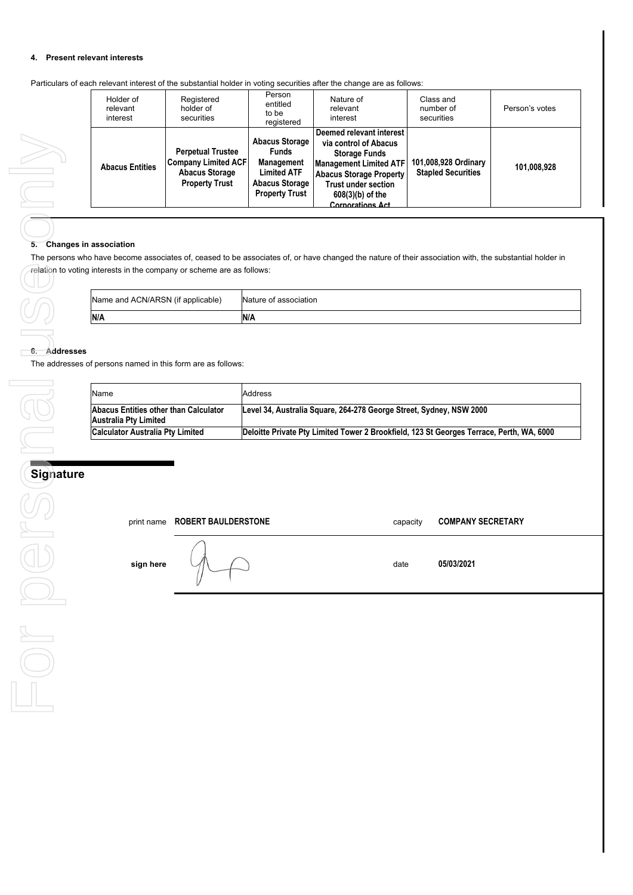#### 4. Present relevant interests

Particulars of each relevant interest of the substantial holder in voting securities after the change are as follows:

| Holder of relevant interest | Registered holder of securities | Person entitled to be registered | Nature of relevant interest | Class and number of securities | Person's votes |
|---|---|---|---|---|---|
| **Abacus Entities** | **Perpetual Trustee Company Limited ACF Abacus Storage Property Trust** | **Abacus Storage Funds Management Limited ATF Abacus Storage Property Trust** | **Deemed relevant interest via control of Abacus Storage Funds Management Limited ATF Abacus Storage Property Trust under section 608(3)(b) of the Corporations Act** | **101,008,928 Ordinary Stapled Securities** | **101,008,928** |

#### 5. Changes in association

The persons who have become associates of, ceased to be associates of, or have changed the nature of their association with, the substantial holder in relation to voting interests in the company or scheme are as follows:

| Name and ACN/ARSN (if applicable) | Nature of association |
|---|---|
| **N/A** | **N/A** |

#### 6. Addresses

The addresses of persons named in this form are as follows:

| Name | Address |
|---|---|
| **Abacus Entities other than Calculator Australia Pty Limited** | **Level 34, Australia Square, 264-278 George Street, Sydney, NSW 2000** |
| **Calculator Australia Pty Limited** | **Deloitte Private Pty Limited Tower 2 Brookfield, 123 St Georges Terrace, Perth, WA, 6000** |

## Signature

print name **ROBERT BAULDERSTONE** capacity **COMPANY SECRETARY**

**sign here** date **05/03/2021**